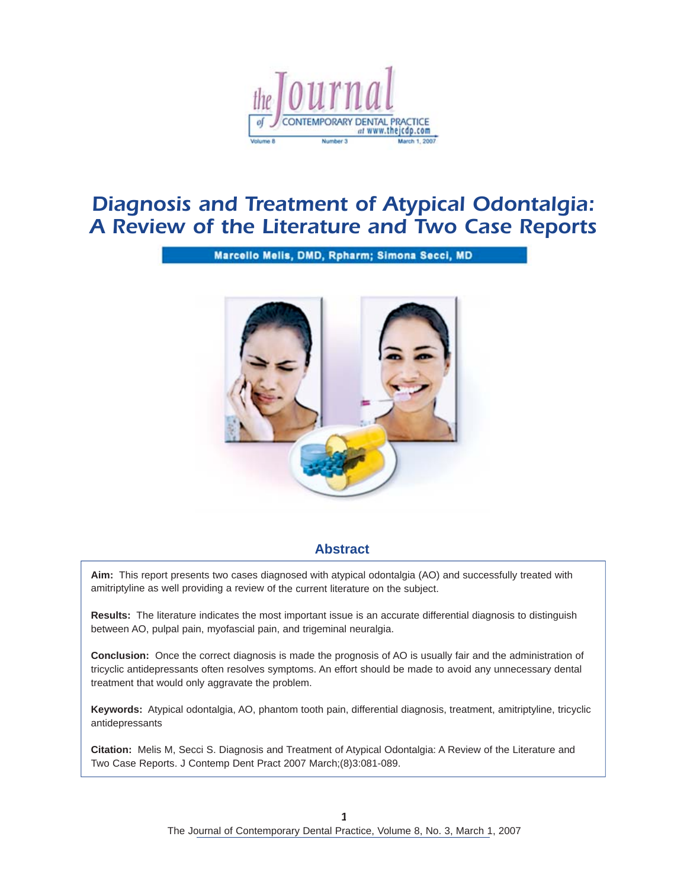# Diagnosis and Treatment of Atypical Odontalgia: A Review of the Literature and Two Case Reports

**Marcello Melis, DMD, Rpharm; Simona Secci, MD**

## Abstract

**Aim:** This report presents two cases diagnosed with atypical odontalgia (AO) and successfully treated with amitriptyline as well providing a review of the current literature on the subject.

**Results:** The literature indicates the most important issue is an accurate differential diagnosis to distinguish between AO, pulpal pain, myofascial pain, and trigeminal neuralgia.

**Conclusion:** Once the correct diagnosis is made the prognosis of AO is usually fair and the administration of tricyclic antidepressants often resolves symptoms. An effort should be made to avoid any unnecessary dental treatment that would only aggravate the problem.

**Keywords:** Atypical odontalgia, AO, phantom tooth pain, differential diagnosis, treatment, amitriptyline, tricyclic antidepressants

**Citation:** Melis M, Secci S. Diagnosis and Treatment of Atypical Odontalgia: A Review of the Literature and Two Case Reports. J Contemp Dent Pract 2007 March;(8)3:081-089.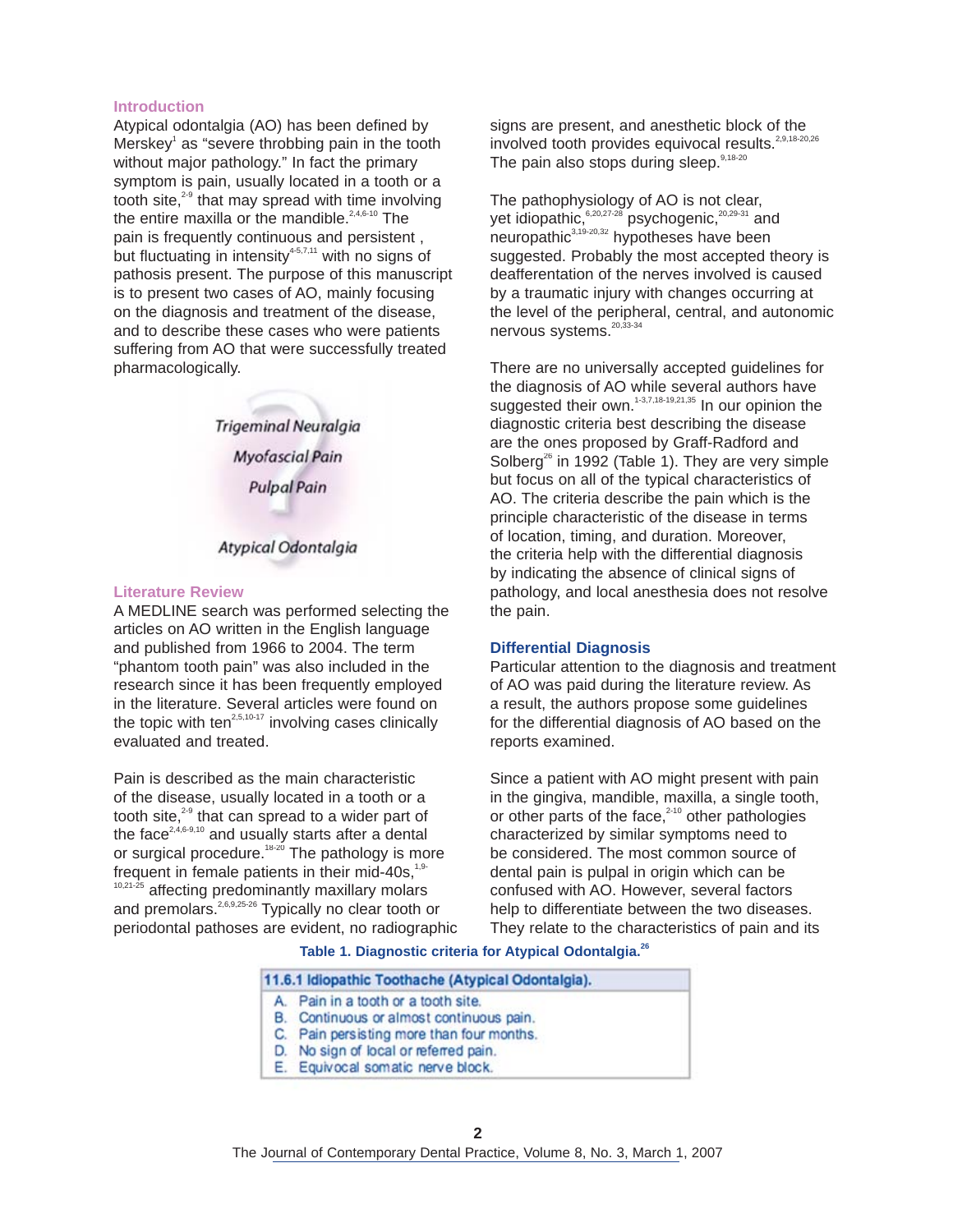## Introduction

Atypical odontalgia (AO) has been defined by Merskey[1] as "severe throbbing pain in the tooth without major pathology." In fact the primary symptom is pain, usually located in a tooth or a tooth site,[2-9] that may spread with time involving the entire maxilla or the mandible.[2,4,6-10] The pain is frequently continuous and persistent , but fluctuating in intensity[4-5,7,11] with no signs of pathosis present. The purpose of this manuscript is to present two cases of AO, mainly focusing on the diagnosis and treatment of the disease, and to describe these cases who were patients suffering from AO that were successfully treated pharmacologically.

Trigeminal Neuralgia

Myofascial Pain

Pulpal Pain

Atypical Odontalgia

## Literature Review

A MEDLINE search was performed selecting the articles on AO written in the English language and published from 1966 to 2004. The term "phantom tooth pain" was also included in the research since it has been frequently employed in the literature. Several articles were found on the topic with ten[2,5,10-17] involving cases clinically evaluated and treated.

Pain is described as the main characteristic of the disease, usually located in a tooth or a tooth site,[2-9] that can spread to a wider part of the face[2,4,6-9,10] and usually starts after a dental or surgical procedure.[18-20] The pathology is more frequent in female patients in their mid-40s,[1,9-10,21-25] affecting predominantly maxillary molars and premolars.[2,6,9,25-26] Typically no clear tooth or periodontal pathoses are evident, no radiographic signs are present, and anesthetic block of the involved tooth provides equivocal results.[2,9,18-20,26] The pain also stops during sleep.[9,18-20]

The pathophysiology of AO is not clear, yet idiopathic,[6,20,27-28] psychogenic,[20,29-31] and neuropathic[3,19-20,32] hypotheses have been suggested. Probably the most accepted theory is deafferentation of the nerves involved is caused by a traumatic injury with changes occurring at the level of the peripheral, central, and autonomic nervous systems.[20,33-34]

There are no universally accepted guidelines for the diagnosis of AO while several authors have suggested their own.[1-3,7,18-19,21,35] In our opinion the diagnostic criteria best describing the disease are the ones proposed by Graff-Radford and Solberg[26] in 1992 (Table 1). They are very simple but focus on all of the typical characteristics of AO. The criteria describe the pain which is the principle characteristic of the disease in terms of location, timing, and duration. Moreover, the criteria help with the differential diagnosis by indicating the absence of clinical signs of pathology, and local anesthesia does not resolve the pain.

## Differential Diagnosis

Particular attention to the diagnosis and treatment of AO was paid during the literature review. As a result, the authors propose some guidelines for the differential diagnosis of AO based on the reports examined.

Since a patient with AO might present with pain in the gingiva, mandible, maxilla, a single tooth, or other parts of the face,[2-10] other pathologies characterized by similar symptoms need to be considered. The most common source of dental pain is pulpal in origin which can be confused with AO. However, several factors help to differentiate between the two diseases. They relate to the characteristics of pain and its

**Table 1. Diagnostic criteria for Atypical Odontalgia.[26]**

| 11.6.1 Idiopathic Toothache (Atypical Odontalgia). |
|---|
| A. Pain in a tooth or a tooth site. |
| B. Continuous or almost continuous pain. |
| C. Pain persisting more than four months. |
| D. No sign of local or referred pain. |
| E. Equivocal somatic nerve block. |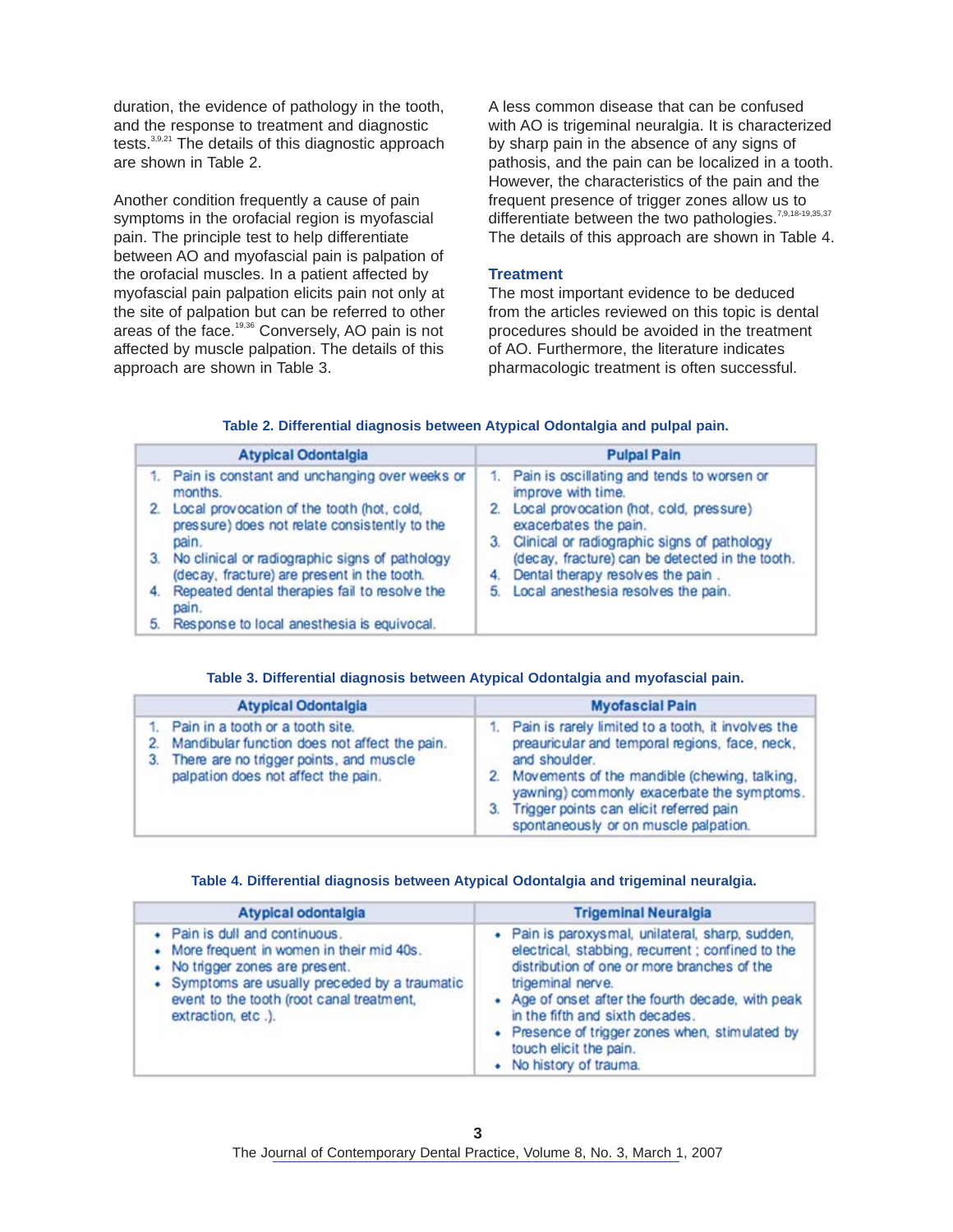duration, the evidence of pathology in the tooth, and the response to treatment and diagnostic tests.[3,9,21] The details of this diagnostic approach are shown in Table 2.

Another condition frequently a cause of pain symptoms in the orofacial region is myofascial pain. The principle test to help differentiate between AO and myofascial pain is palpation of the orofacial muscles. In a patient affected by myofascial pain palpation elicits pain not only at the site of palpation but can be referred to other areas of the face.[19,36] Conversely, AO pain is not affected by muscle palpation. The details of this approach are shown in Table 3.

A less common disease that can be confused with AO is trigeminal neuralgia. It is characterized by sharp pain in the absence of any signs of pathosis, and the pain can be localized in a tooth. However, the characteristics of the pain and the frequent presence of trigger zones allow us to differentiate between the two pathologies.[7,9,18-19,35,37] The details of this approach are shown in Table 4.

### Treatment

The most important evidence to be deduced from the articles reviewed on this topic is dental procedures should be avoided in the treatment of AO. Furthermore, the literature indicates pharmacologic treatment is often successful.

**Table 2. Differential diagnosis between Atypical Odontalgia and pulpal pain.**

| Atypical Odontalgia | Pulpal Pain |
|---|---|
| 1. Pain is constant and unchanging over weeks or months. | 1. Pain is oscillating and tends to worsen or improve with time. |
| 2. Local provocation of the tooth (hot, cold, pressure) does not relate consistently to the pain. | 2. Local provocation (hot, cold, pressure) exacerbates the pain. |
| 3. No clinical or radiographic signs of pathology (decay, fracture) are present in the tooth. | 3. Clinical or radiographic signs of pathology (decay, fracture) can be detected in the tooth. |
| 4. Repeated dental therapies fail to resolve the pain. | 4. Dental therapy resolves the pain . |
| 5. Response to local anesthesia is equivocal. | 5. Local anesthesia resolves the pain. |

**Table 3. Differential diagnosis between Atypical Odontalgia and myofascial pain.**

| Atypical Odontalgia | Myofascial Pain |
|---|---|
| 1. Pain in a tooth or a tooth site. | 1. Pain is rarely limited to a tooth, it involves the preauricular and temporal regions, face, neck, and shoulder. |
| 2. Mandibular function does not affect the pain. | 2. Movements of the mandible (chewing, talking, yawning) commonly exacerbate the symptoms. |
| 3. There are no trigger points, and muscle palpation does not affect the pain. | 3. Trigger points can elicit referred pain spontaneously or on muscle palpation. |

**Table 4. Differential diagnosis between Atypical Odontalgia and trigeminal neuralgia.**

| Atypical odontalgia | Trigeminal Neuralgia |
|---|---|
| • Pain is dull and continuous. | • Pain is paroxysmal, unilateral, sharp, sudden, electrical, stabbing, recurrent ; confined to the distribution of one or more branches of the trigeminal nerve. |
| • More frequent in women in their mid 40s. | • Age of onset after the fourth decade, with peak in the fifth and sixth decades. |
| • No trigger zones are present. | • Presence of trigger zones when, stimulated by touch elicit the pain. |
| • Symptoms are usually preceded by a traumatic event to the tooth (root canal treatment, extraction, etc .). | • No history of trauma. |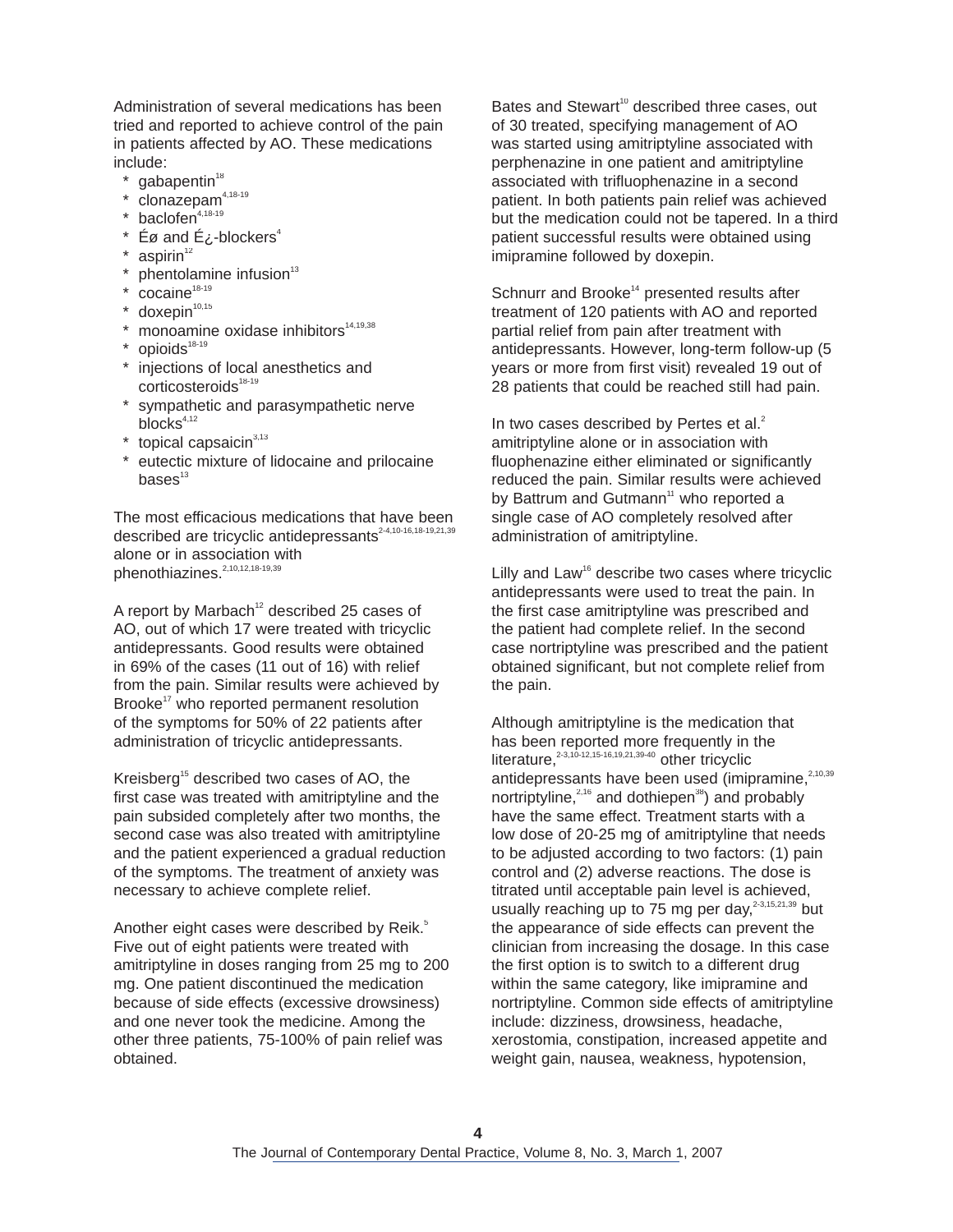Administration of several medications has been tried and reported to achieve control of the pain in patients affected by AO. These medications include:

* gabapentin[18]
* clonazepam[4,18-19]
* baclofen[4,18-19]
* Éø and É¿-blockers[4]
* aspirin[12]
* phentolamine infusion[13]
* cocaine[18-19]
* doxepin[10,15]
* monoamine oxidase inhibitors[14,19,38]
* opioids[18-19]
* injections of local anesthetics and corticosteroids[18-19]
* sympathetic and parasympathetic nerve blocks[4,12]
* topical capsaicin[3,13]
* eutectic mixture of lidocaine and prilocaine bases[13]

The most efficacious medications that have been described are tricyclic antidepressants[2-4,10-16,18-19,21,39] alone or in association with phenothiazines.[2,10,12,18-19,39]

A report by Marbach[12] described 25 cases of AO, out of which 17 were treated with tricyclic antidepressants. Good results were obtained in 69% of the cases (11 out of 16) with relief from the pain. Similar results were achieved by Brooke[17] who reported permanent resolution of the symptoms for 50% of 22 patients after administration of tricyclic antidepressants.

Kreisberg[15] described two cases of AO, the first case was treated with amitriptyline and the pain subsided completely after two months, the second case was also treated with amitriptyline and the patient experienced a gradual reduction of the symptoms. The treatment of anxiety was necessary to achieve complete relief.

Another eight cases were described by Reik.[5] Five out of eight patients were treated with amitriptyline in doses ranging from 25 mg to 200 mg. One patient discontinued the medication because of side effects (excessive drowsiness) and one never took the medicine. Among the other three patients, 75-100% of pain relief was obtained.

Bates and Stewart[10] described three cases, out of 30 treated, specifying management of AO was started using amitriptyline associated with perphenazine in one patient and amitriptyline associated with trifluophenazine in a second patient. In both patients pain relief was achieved but the medication could not be tapered. In a third patient successful results were obtained using imipramine followed by doxepin.

Schnurr and Brooke[14] presented results after treatment of 120 patients with AO and reported partial relief from pain after treatment with antidepressants. However, long-term follow-up (5 years or more from first visit) revealed 19 out of 28 patients that could be reached still had pain.

In two cases described by Pertes et al.[2] amitriptyline alone or in association with fluophenazine either eliminated or significantly reduced the pain. Similar results were achieved by Battrum and Gutmann[11] who reported a single case of AO completely resolved after administration of amitriptyline.

Lilly and Law[16] describe two cases where tricyclic antidepressants were used to treat the pain. In the first case amitriptyline was prescribed and the patient had complete relief. In the second case nortriptyline was prescribed and the patient obtained significant, but not complete relief from the pain.

Although amitriptyline is the medication that has been reported more frequently in the literature,[2-3,10-12,15-16,19,21,39-40] other tricyclic antidepressants have been used (imipramine,[2,10,39] nortriptyline,[2,16] and dothiepen[38]) and probably have the same effect. Treatment starts with a low dose of 20-25 mg of amitriptyline that needs to be adjusted according to two factors: (1) pain control and (2) adverse reactions. The dose is titrated until acceptable pain level is achieved, usually reaching up to 75 mg per day,[2-3,15,21,39] but the appearance of side effects can prevent the clinician from increasing the dosage. In this case the first option is to switch to a different drug within the same category, like imipramine and nortriptyline. Common side effects of amitriptyline include: dizziness, drowsiness, headache, xerostomia, constipation, increased appetite and weight gain, nausea, weakness, hypotension,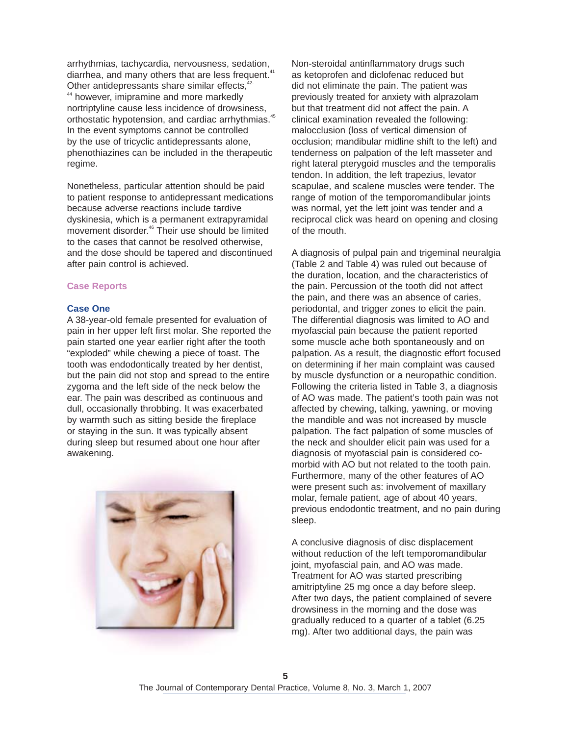arrhythmias, tachycardia, nervousness, sedation, diarrhea, and many others that are less frequent.[41] Other antidepressants share similar effects,[42-44] however, imipramine and more markedly nortriptyline cause less incidence of drowsiness, orthostatic hypotension, and cardiac arrhythmias.[45] In the event symptoms cannot be controlled by the use of tricyclic antidepressants alone, phenothiazines can be included in the therapeutic regime.

Nonetheless, particular attention should be paid to patient response to antidepressant medications because adverse reactions include tardive dyskinesia, which is a permanent extrapyramidal movement disorder.[46] Their use should be limited to the cases that cannot be resolved otherwise, and the dose should be tapered and discontinued after pain control is achieved.

## Case Reports

### Case One

A 38-year-old female presented for evaluation of pain in her upper left first molar. She reported the pain started one year earlier right after the tooth "exploded" while chewing a piece of toast. The tooth was endodontically treated by her dentist, but the pain did not stop and spread to the entire zygoma and the left side of the neck below the ear. The pain was described as continuous and dull, occasionally throbbing. It was exacerbated by warmth such as sitting beside the fireplace or staying in the sun. It was typically absent during sleep but resumed about one hour after awakening.

Non-steroidal antinflammatory drugs such as ketoprofen and diclofenac reduced but did not eliminate the pain. The patient was previously treated for anxiety with alprazolam but that treatment did not affect the pain. A clinical examination revealed the following: malocclusion (loss of vertical dimension of occlusion; mandibular midline shift to the left) and tenderness on palpation of the left masseter and right lateral pterygoid muscles and the temporalis tendon. In addition, the left trapezius, levator scapulae, and scalene muscles were tender. The range of motion of the temporomandibular joints was normal, yet the left joint was tender and a reciprocal click was heard on opening and closing of the mouth.

A diagnosis of pulpal pain and trigeminal neuralgia (Table 2 and Table 4) was ruled out because of the duration, location, and the characteristics of the pain. Percussion of the tooth did not affect the pain, and there was an absence of caries, periodontal, and trigger zones to elicit the pain. The differential diagnosis was limited to AO and myofascial pain because the patient reported some muscle ache both spontaneously and on palpation. As a result, the diagnostic effort focused on determining if her main complaint was caused by muscle dysfunction or a neuropathic condition. Following the criteria listed in Table 3, a diagnosis of AO was made. The patient's tooth pain was not affected by chewing, talking, yawning, or moving the mandible and was not increased by muscle palpation. The fact palpation of some muscles of the neck and shoulder elicit pain was used for a diagnosis of myofascial pain is considered co-morbid with AO but not related to the tooth pain. Furthermore, many of the other features of AO were present such as: involvement of maxillary molar, female patient, age of about 40 years, previous endodontic treatment, and no pain during sleep.

A conclusive diagnosis of disc displacement without reduction of the left temporomandibular joint, myofascial pain, and AO was made. Treatment for AO was started prescribing amitriptyline 25 mg once a day before sleep. After two days, the patient complained of severe drowsiness in the morning and the dose was gradually reduced to a quarter of a tablet (6.25 mg). After two additional days, the pain was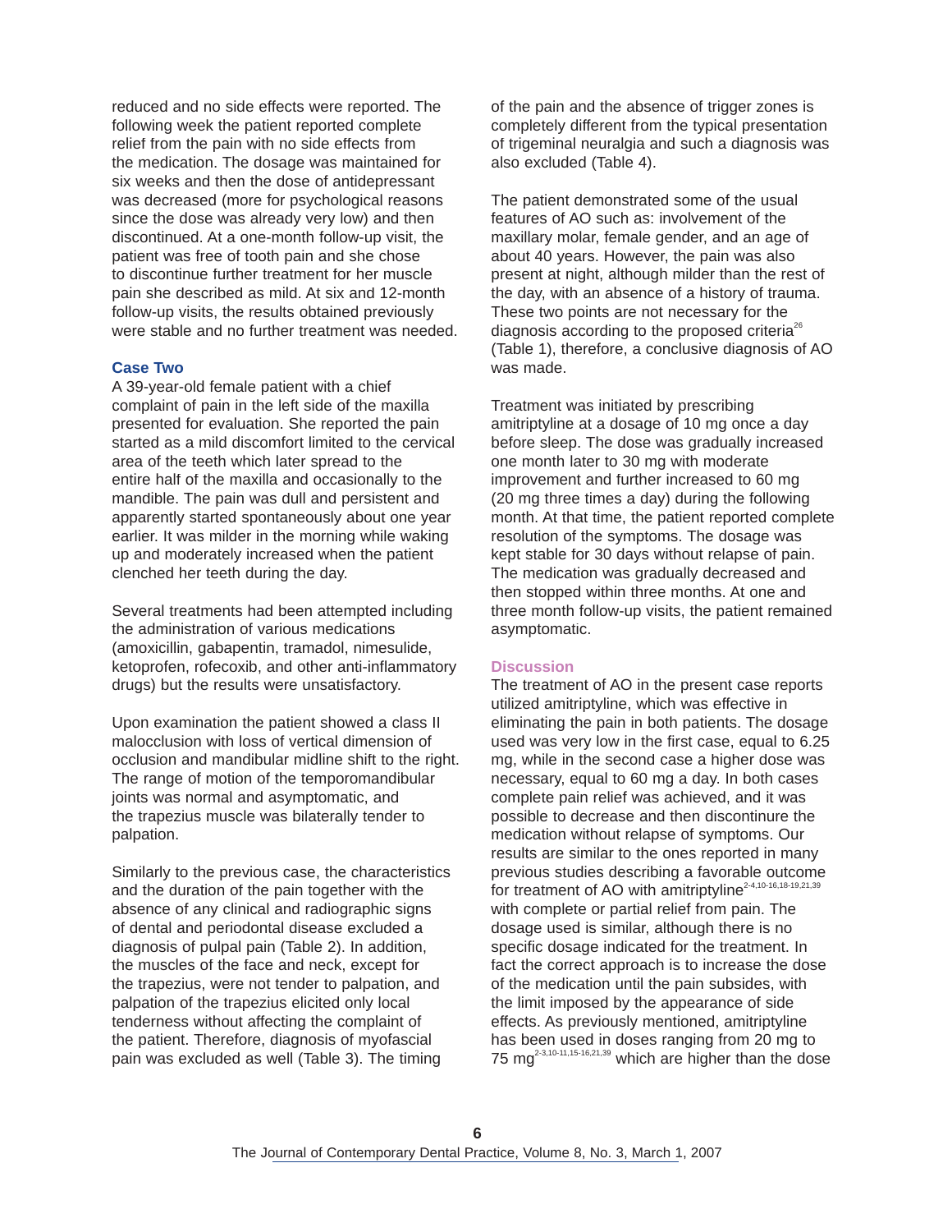reduced and no side effects were reported. The following week the patient reported complete relief from the pain with no side effects from the medication. The dosage was maintained for six weeks and then the dose of antidepressant was decreased (more for psychological reasons since the dose was already very low) and then discontinued. At a one-month follow-up visit, the patient was free of tooth pain and she chose to discontinue further treatment for her muscle pain she described as mild. At six and 12-month follow-up visits, the results obtained previously were stable and no further treatment was needed.

### Case Two

A 39-year-old female patient with a chief complaint of pain in the left side of the maxilla presented for evaluation. She reported the pain started as a mild discomfort limited to the cervical area of the teeth which later spread to the entire half of the maxilla and occasionally to the mandible. The pain was dull and persistent and apparently started spontaneously about one year earlier. It was milder in the morning while waking up and moderately increased when the patient clenched her teeth during the day.

Several treatments had been attempted including the administration of various medications (amoxicillin, gabapentin, tramadol, nimesulide, ketoprofen, rofecoxib, and other anti-inflammatory drugs) but the results were unsatisfactory.

Upon examination the patient showed a class II malocclusion with loss of vertical dimension of occlusion and mandibular midline shift to the right. The range of motion of the temporomandibular joints was normal and asymptomatic, and the trapezius muscle was bilaterally tender to palpation.

Similarly to the previous case, the characteristics and the duration of the pain together with the absence of any clinical and radiographic signs of dental and periodontal disease excluded a diagnosis of pulpal pain (Table 2). In addition, the muscles of the face and neck, except for the trapezius, were not tender to palpation, and palpation of the trapezius elicited only local tenderness without affecting the complaint of the patient. Therefore, diagnosis of myofascial pain was excluded as well (Table 3). The timing of the pain and the absence of trigger zones is completely different from the typical presentation of trigeminal neuralgia and such a diagnosis was also excluded (Table 4).

The patient demonstrated some of the usual features of AO such as: involvement of the maxillary molar, female gender, and an age of about 40 years. However, the pain was also present at night, although milder than the rest of the day, with an absence of a history of trauma. These two points are not necessary for the diagnosis according to the proposed criteria[26] (Table 1), therefore, a conclusive diagnosis of AO was made.

Treatment was initiated by prescribing amitriptyline at a dosage of 10 mg once a day before sleep. The dose was gradually increased one month later to 30 mg with moderate improvement and further increased to 60 mg (20 mg three times a day) during the following month. At that time, the patient reported complete resolution of the symptoms. The dosage was kept stable for 30 days without relapse of pain. The medication was gradually decreased and then stopped within three months. At one and three month follow-up visits, the patient remained asymptomatic.

## Discussion

The treatment of AO in the present case reports utilized amitriptyline, which was effective in eliminating the pain in both patients. The dosage used was very low in the first case, equal to 6.25 mg, while in the second case a higher dose was necessary, equal to 60 mg a day. In both cases complete pain relief was achieved, and it was possible to decrease and then discontinure the medication without relapse of symptoms. Our results are similar to the ones reported in many previous studies describing a favorable outcome for treatment of AO with amitriptyline[2-4,10-16,18-19,21,39] with complete or partial relief from pain. The dosage used is similar, although there is no specific dosage indicated for the treatment. In fact the correct approach is to increase the dose of the medication until the pain subsides, with the limit imposed by the appearance of side effects. As previously mentioned, amitriptyline has been used in doses ranging from 20 mg to 75 mg[2-3,10-11,15-16,21,39] which are higher than the dose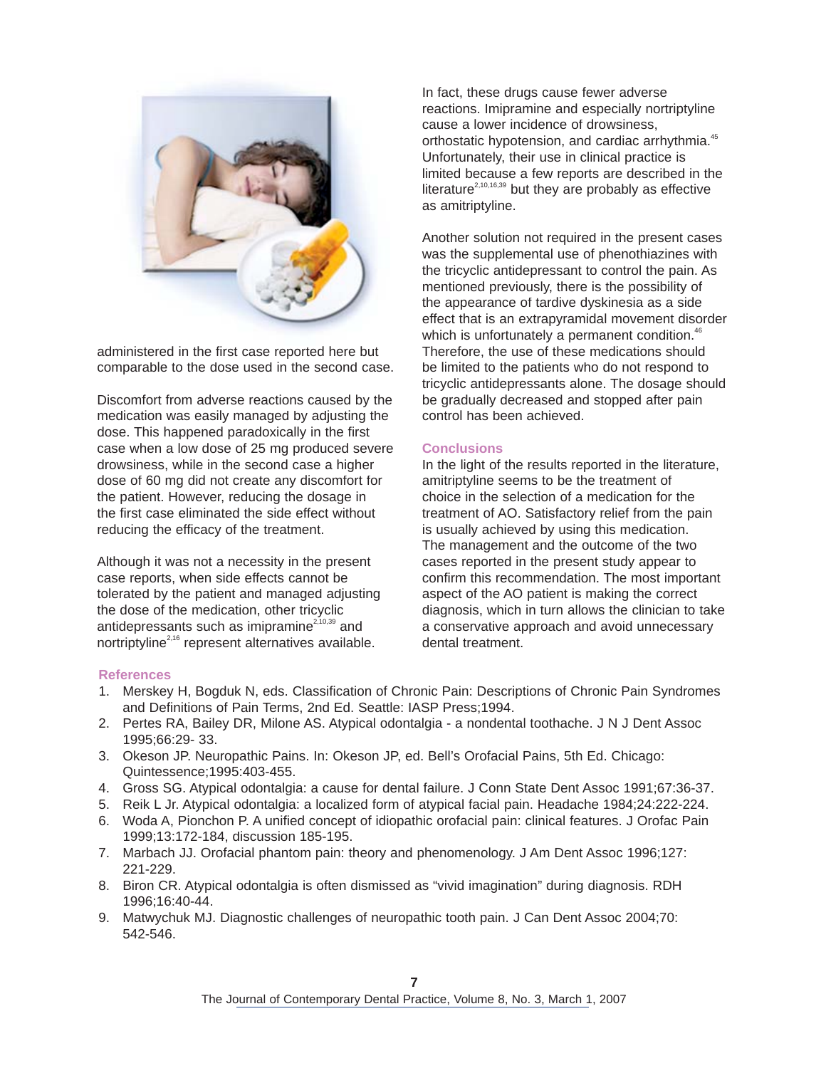administered in the first case reported here but comparable to the dose used in the second case.

Discomfort from adverse reactions caused by the medication was easily managed by adjusting the dose. This happened paradoxically in the first case when a low dose of 25 mg produced severe drowsiness, while in the second case a higher dose of 60 mg did not create any discomfort for the patient. However, reducing the dosage in the first case eliminated the side effect without reducing the efficacy of the treatment.

Although it was not a necessity in the present case reports, when side effects cannot be tolerated by the patient and managed adjusting the dose of the medication, other tricyclic antidepressants such as imipramine[2,10,39] and nortriptyline[2,16] represent alternatives available. In fact, these drugs cause fewer adverse reactions. Imipramine and especially nortriptyline cause a lower incidence of drowsiness, orthostatic hypotension, and cardiac arrhythmia.[45] Unfortunately, their use in clinical practice is limited because a few reports are described in the literature[2,10,16,39] but they are probably as effective as amitriptyline.

Another solution not required in the present cases was the supplemental use of phenothiazines with the tricyclic antidepressant to control the pain. As mentioned previously, there is the possibility of the appearance of tardive dyskinesia as a side effect that is an extrapyramidal movement disorder which is unfortunately a permanent condition.[46] Therefore, the use of these medications should be limited to the patients who do not respond to tricyclic antidepressants alone. The dosage should be gradually decreased and stopped after pain control has been achieved.

## Conclusions

In the light of the results reported in the literature, amitriptyline seems to be the treatment of choice in the selection of a medication for the treatment of AO. Satisfactory relief from the pain is usually achieved by using this medication. The management and the outcome of the two cases reported in the present study appear to confirm this recommendation. The most important aspect of the AO patient is making the correct diagnosis, which in turn allows the clinician to take a conservative approach and avoid unnecessary dental treatment.

## References

1. Merskey H, Bogduk N, eds. Classification of Chronic Pain: Descriptions of Chronic Pain Syndromes and Definitions of Pain Terms, 2nd Ed. Seattle: IASP Press;1994.
2. Pertes RA, Bailey DR, Milone AS. Atypical odontalgia - a nondental toothache. J N J Dent Assoc 1995;66:29- 33.
3. Okeson JP. Neuropathic Pains. In: Okeson JP, ed. Bell's Orofacial Pains, 5th Ed. Chicago: Quintessence;1995:403-455.
4. Gross SG. Atypical odontalgia: a cause for dental failure. J Conn State Dent Assoc 1991;67:36-37.
5. Reik L Jr. Atypical odontalgia: a localized form of atypical facial pain. Headache 1984;24:222-224.
6. Woda A, Pionchon P. A unified concept of idiopathic orofacial pain: clinical features. J Orofac Pain 1999;13:172-184, discussion 185-195.
7. Marbach JJ. Orofacial phantom pain: theory and phenomenology. J Am Dent Assoc 1996;127: 221-229.
8. Biron CR. Atypical odontalgia is often dismissed as "vivid imagination" during diagnosis. RDH 1996;16:40-44.
9. Matwychuk MJ. Diagnostic challenges of neuropathic tooth pain. J Can Dent Assoc 2004;70: 542-546.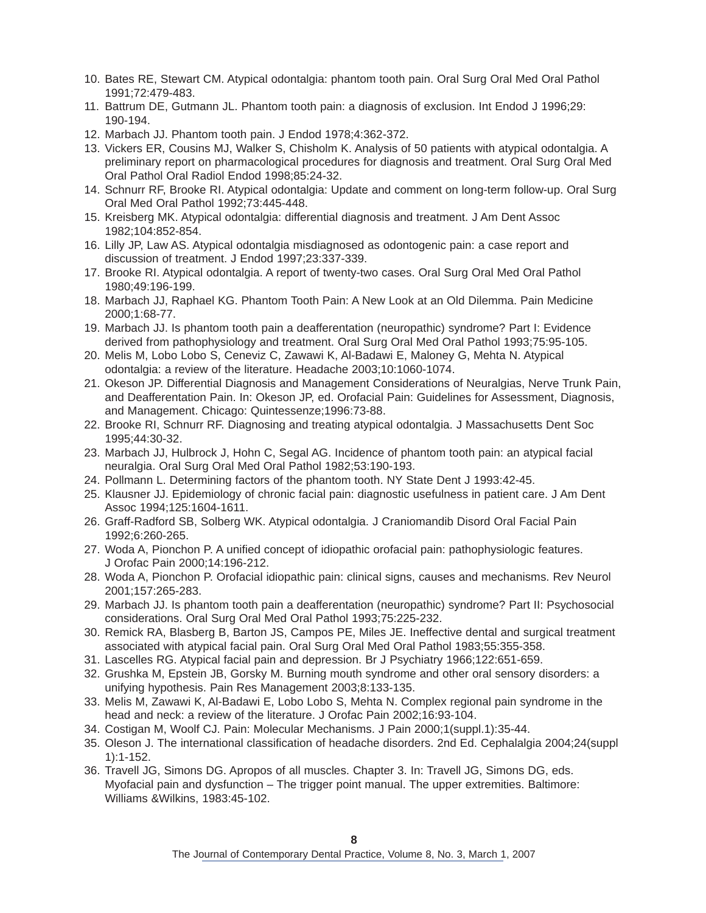10. Bates RE, Stewart CM. Atypical odontalgia: phantom tooth pain. Oral Surg Oral Med Oral Pathol 1991;72:479-483.
11. Battrum DE, Gutmann JL. Phantom tooth pain: a diagnosis of exclusion. Int Endod J 1996;29: 190-194.
12. Marbach JJ. Phantom tooth pain. J Endod 1978;4:362-372.
13. Vickers ER, Cousins MJ, Walker S, Chisholm K. Analysis of 50 patients with atypical odontalgia. A preliminary report on pharmacological procedures for diagnosis and treatment. Oral Surg Oral Med Oral Pathol Oral Radiol Endod 1998;85:24-32.
14. Schnurr RF, Brooke RI. Atypical odontalgia: Update and comment on long-term follow-up. Oral Surg Oral Med Oral Pathol 1992;73:445-448.
15. Kreisberg MK. Atypical odontalgia: differential diagnosis and treatment. J Am Dent Assoc 1982;104:852-854.
16. Lilly JP, Law AS. Atypical odontalgia misdiagnosed as odontogenic pain: a case report and discussion of treatment. J Endod 1997;23:337-339.
17. Brooke RI. Atypical odontalgia. A report of twenty-two cases. Oral Surg Oral Med Oral Pathol 1980;49:196-199.
18. Marbach JJ, Raphael KG. Phantom Tooth Pain: A New Look at an Old Dilemma. Pain Medicine 2000;1:68-77.
19. Marbach JJ. Is phantom tooth pain a deafferentation (neuropathic) syndrome? Part I: Evidence derived from pathophysiology and treatment. Oral Surg Oral Med Oral Pathol 1993;75:95-105.
20. Melis M, Lobo Lobo S, Ceneviz C, Zawawi K, Al-Badawi E, Maloney G, Mehta N. Atypical odontalgia: a review of the literature. Headache 2003;10:1060-1074.
21. Okeson JP. Differential Diagnosis and Management Considerations of Neuralgias, Nerve Trunk Pain, and Deafferentation Pain. In: Okeson JP, ed. Orofacial Pain: Guidelines for Assessment, Diagnosis, and Management. Chicago: Quintessenze;1996:73-88.
22. Brooke RI, Schnurr RF. Diagnosing and treating atypical odontalgia. J Massachusetts Dent Soc 1995;44:30-32.
23. Marbach JJ, Hulbrock J, Hohn C, Segal AG. Incidence of phantom tooth pain: an atypical facial neuralgia. Oral Surg Oral Med Oral Pathol 1982;53:190-193.
24. Pollmann L. Determining factors of the phantom tooth. NY State Dent J 1993:42-45.
25. Klausner JJ. Epidemiology of chronic facial pain: diagnostic usefulness in patient care. J Am Dent Assoc 1994;125:1604-1611.
26. Graff-Radford SB, Solberg WK. Atypical odontalgia. J Craniomandib Disord Oral Facial Pain 1992;6:260-265.
27. Woda A, Pionchon P. A unified concept of idiopathic orofacial pain: pathophysiologic features. J Orofac Pain 2000;14:196-212.
28. Woda A, Pionchon P. Orofacial idiopathic pain: clinical signs, causes and mechanisms. Rev Neurol 2001;157:265-283.
29. Marbach JJ. Is phantom tooth pain a deafferentation (neuropathic) syndrome? Part II: Psychosocial considerations. Oral Surg Oral Med Oral Pathol 1993;75:225-232.
30. Remick RA, Blasberg B, Barton JS, Campos PE, Miles JE. Ineffective dental and surgical treatment associated with atypical facial pain. Oral Surg Oral Med Oral Pathol 1983;55:355-358.
31. Lascelles RG. Atypical facial pain and depression. Br J Psychiatry 1966;122:651-659.
32. Grushka M, Epstein JB, Gorsky M. Burning mouth syndrome and other oral sensory disorders: a unifying hypothesis. Pain Res Management 2003;8:133-135.
33. Melis M, Zawawi K, Al-Badawi E, Lobo Lobo S, Mehta N. Complex regional pain syndrome in the head and neck: a review of the literature. J Orofac Pain 2002;16:93-104.
34. Costigan M, Woolf CJ. Pain: Molecular Mechanisms. J Pain 2000;1(suppl.1):35-44.
35. Oleson J. The international classification of headache disorders. 2nd Ed. Cephalalgia 2004;24(suppl 1):1-152.
36. Travell JG, Simons DG. Apropos of all muscles. Chapter 3. In: Travell JG, Simons DG, eds. Myofacial pain and dysfunction – The trigger point manual. The upper extremities. Baltimore: Williams &Wilkins, 1983:45-102.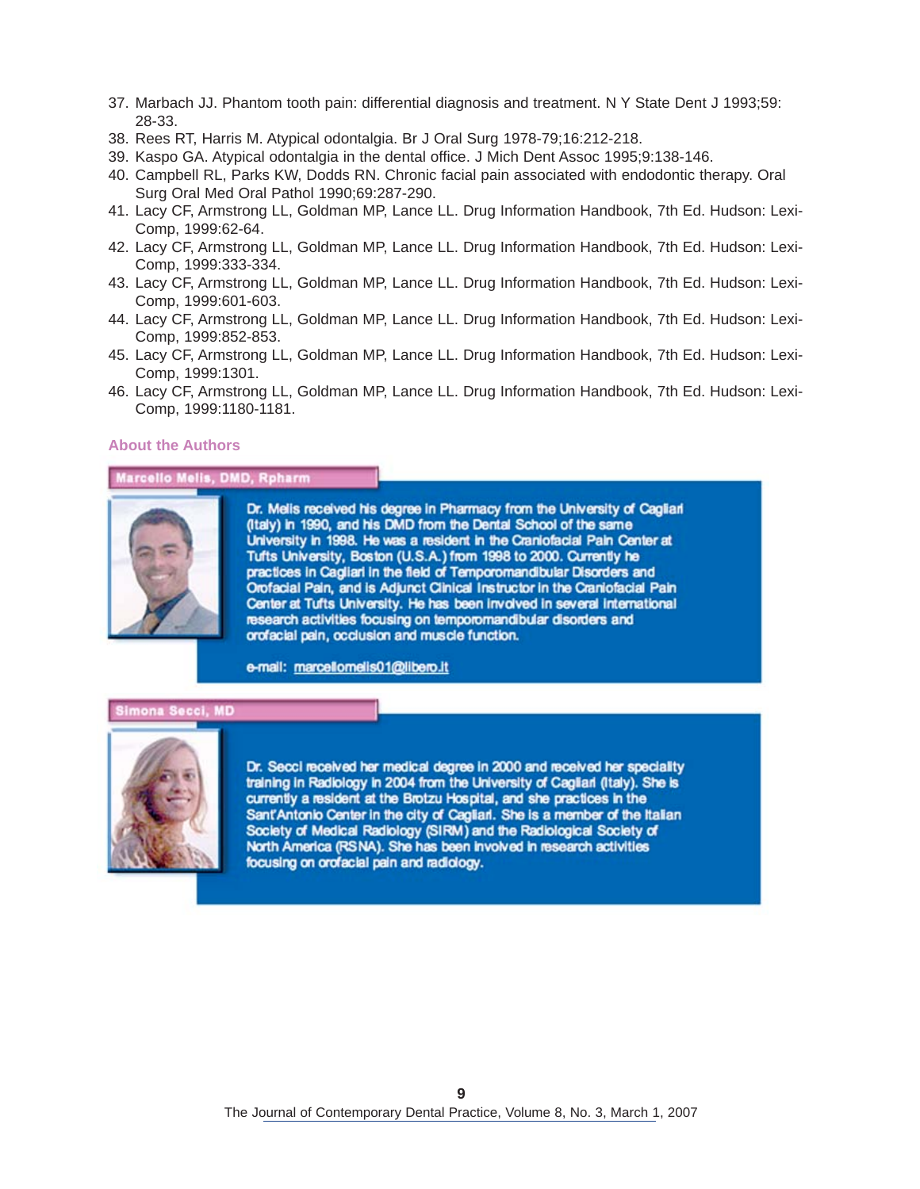37. Marbach JJ. Phantom tooth pain: differential diagnosis and treatment. N Y State Dent J 1993;59: 28-33.
38. Rees RT, Harris M. Atypical odontalgia. Br J Oral Surg 1978-79;16:212-218.
39. Kaspo GA. Atypical odontalgia in the dental office. J Mich Dent Assoc 1995;9:138-146.
40. Campbell RL, Parks KW, Dodds RN. Chronic facial pain associated with endodontic therapy. Oral Surg Oral Med Oral Pathol 1990;69:287-290.
41. Lacy CF, Armstrong LL, Goldman MP, Lance LL. Drug Information Handbook, 7th Ed. Hudson: Lexi-Comp, 1999:62-64.
42. Lacy CF, Armstrong LL, Goldman MP, Lance LL. Drug Information Handbook, 7th Ed. Hudson: Lexi-Comp, 1999:333-334.
43. Lacy CF, Armstrong LL, Goldman MP, Lance LL. Drug Information Handbook, 7th Ed. Hudson: Lexi-Comp, 1999:601-603.
44. Lacy CF, Armstrong LL, Goldman MP, Lance LL. Drug Information Handbook, 7th Ed. Hudson: Lexi-Comp, 1999:852-853.
45. Lacy CF, Armstrong LL, Goldman MP, Lance LL. Drug Information Handbook, 7th Ed. Hudson: Lexi-Comp, 1999:1301.
46. Lacy CF, Armstrong LL, Goldman MP, Lance LL. Drug Information Handbook, 7th Ed. Hudson: Lexi-Comp, 1999:1180-1181.

## About the Authors

### Marcello Melis, DMD, Rpharm

Dr. Melis received his degree in Pharmacy from the University of Cagliari (Italy) in 1990, and his DMD from the Dental School of the same University in 1998. He was a resident in the Craniofacial Pain Center at Tufts University, Boston (U.S.A.) from 1998 to 2000. Currently he practices in Cagliari in the field of Temporomandibular Disorders and Orofacial Pain, and is Adjunct Clinical Instructor in the Craniofacial Pain Center at Tufts University. He has been involved in several international research activities focusing on temporomandibular disorders and orofacial pain, occlusion and muscle function.

e-mail: marcellomelis01@libero.it

### Simona Secci, MD

Dr. Secci received her medical degree in 2000 and received her specialty training in Radiology in 2004 from the University of Cagliari (Italy). She is currently a resident at the Brotzu Hospital, and she practices in the Sant'Antonio Center in the city of Cagliari. She is a member of the Italian Society of Medical Radiology (SIRM) and the Radiological Society of North America (RSNA). She has been involved in research activities focusing on orofacial pain and radiology.